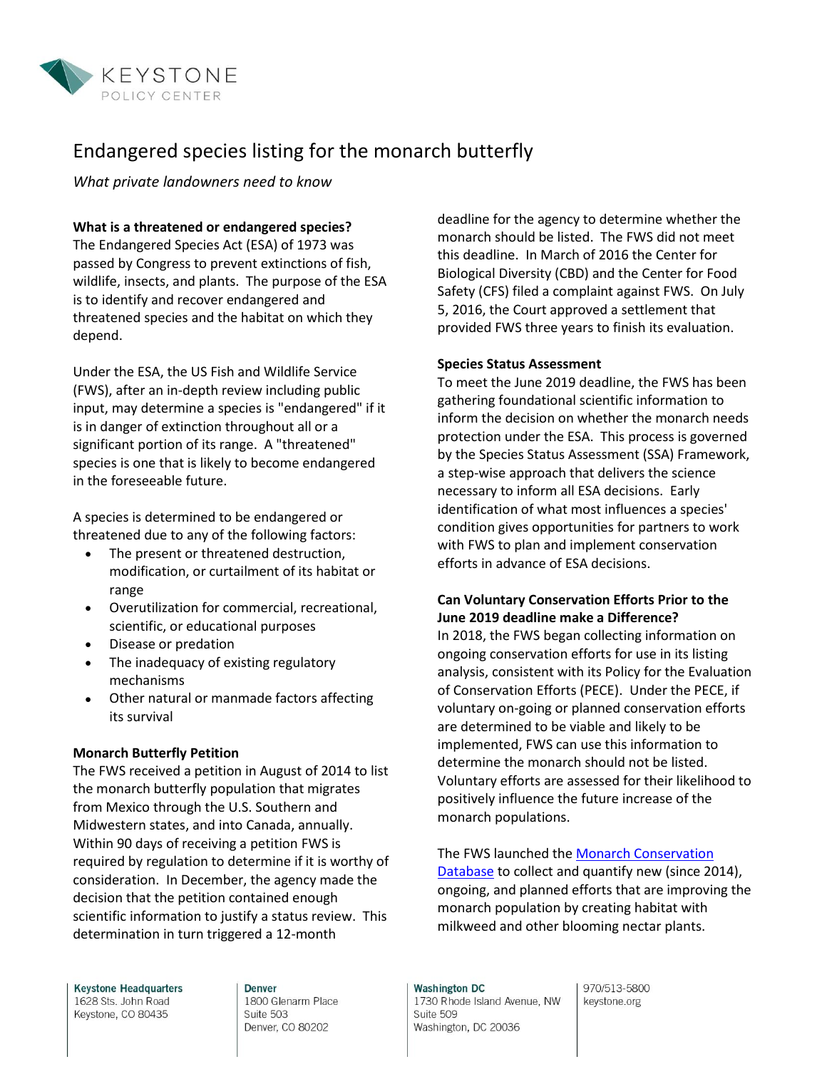KEYSTONE POLICY CENTER

# Endangered species listing for the monarch butterfly

*What private landowners need to know*

**What is a threatened or endangered species?**

The Endangered Species Act (ESA) of 1973 was passed by Congress to prevent extinctions of fish, wildlife, insects, and plants. The purpose of the ESA is to identify and recover endangered and threatened species and the habitat on which they depend.

Under the ESA, the US Fish and Wildlife Service (FWS), after an in-depth review including public input, may determine a species is "endangered" if it is in danger of extinction throughout all or a significant portion of its range. A "threatened" species is one that is likely to become endangered in the foreseeable future.

A species is determined to be endangered or threatened due to any of the following factors:

- The present or threatened destruction, modification, or curtailment of its habitat or range
- Overutilization for commercial, recreational, scientific, or educational purposes
- Disease or predation
- The inadequacy of existing regulatory mechanisms
- Other natural or manmade factors affecting its survival

**Monarch Butterfly Petition**

The FWS received a petition in August of 2014 to list the monarch butterfly population that migrates from Mexico through the U.S. Southern and Midwestern states, and into Canada, annually. Within 90 days of receiving a petition FWS is required by regulation to determine if it is worthy of consideration. In December, the agency made the decision that the petition contained enough scientific information to justify a status review. This determination in turn triggered a 12-month deadline for the agency to determine whether the monarch should be listed. The FWS did not meet this deadline. In March of 2016 the Center for Biological Diversity (CBD) and the Center for Food Safety (CFS) filed a complaint against FWS. On July 5, 2016, the Court approved a settlement that provided FWS three years to finish its evaluation.

**Species Status Assessment**

To meet the June 2019 deadline, the FWS has been gathering foundational scientific information to inform the decision on whether the monarch needs protection under the ESA. This process is governed by the Species Status Assessment (SSA) Framework, a step-wise approach that delivers the science necessary to inform all ESA decisions. Early identification of what most influences a species' condition gives opportunities for partners to work with FWS to plan and implement conservation efforts in advance of ESA decisions.

**Can Voluntary Conservation Efforts Prior to the June 2019 deadline make a Difference?**

In 2018, the FWS began collecting information on ongoing conservation efforts for use in its listing analysis, consistent with its Policy for the Evaluation of Conservation Efforts (PECE). Under the PECE, if voluntary on-going or planned conservation efforts are determined to be viable and likely to be implemented, FWS can use this information to determine the monarch should not be listed. Voluntary efforts are assessed for their likelihood to positively influence the future increase of the monarch populations.

The FWS launched the [Monarch Conservation Database] to collect and quantify new (since 2014), ongoing, and planned efforts that are improving the monarch population by creating habitat with milkweed and other blooming nectar plants.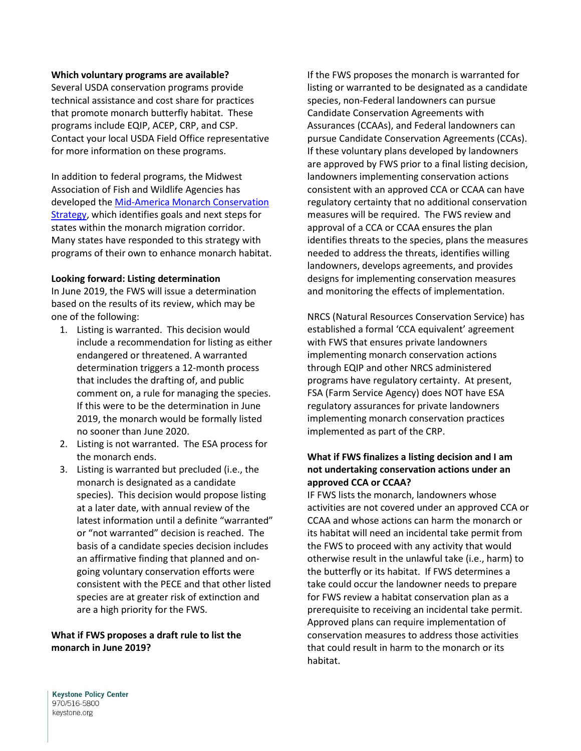**Which voluntary programs are available?**

Several USDA conservation programs provide technical assistance and cost share for practices that promote monarch butterfly habitat. These programs include EQIP, ACEP, CRP, and CSP. Contact your local USDA Field Office representative for more information on these programs.

In addition to federal programs, the Midwest Association of Fish and Wildlife Agencies has developed the [Mid-America Monarch Conservation Strategy](), which identifies goals and next steps for states within the monarch migration corridor. Many states have responded to this strategy with programs of their own to enhance monarch habitat.

**Looking forward: Listing determination**

In June 2019, the FWS will issue a determination based on the results of its review, which may be one of the following:

1. Listing is warranted. This decision would include a recommendation for listing as either endangered or threatened. A warranted determination triggers a 12-month process that includes the drafting of, and public comment on, a rule for managing the species. If this were to be the determination in June 2019, the monarch would be formally listed no sooner than June 2020.
2. Listing is not warranted. The ESA process for the monarch ends.
3. Listing is warranted but precluded (i.e., the monarch is designated as a candidate species). This decision would propose listing at a later date, with annual review of the latest information until a definite "warranted" or "not warranted" decision is reached. The basis of a candidate species decision includes an affirmative finding that planned and on-going voluntary conservation efforts were consistent with the PECE and that other listed species are at greater risk of extinction and are a high priority for the FWS.

**What if FWS proposes a draft rule to list the monarch in June 2019?**

If the FWS proposes the monarch is warranted for listing or warranted to be designated as a candidate species, non-Federal landowners can pursue Candidate Conservation Agreements with Assurances (CCAAs), and Federal landowners can pursue Candidate Conservation Agreements (CCAs). If these voluntary plans developed by landowners are approved by FWS prior to a final listing decision, landowners implementing conservation actions consistent with an approved CCA or CCAA can have regulatory certainty that no additional conservation measures will be required. The FWS review and approval of a CCA or CCAA ensures the plan identifies threats to the species, plans the measures needed to address the threats, identifies willing landowners, develops agreements, and provides designs for implementing conservation measures and monitoring the effects of implementation.

NRCS (Natural Resources Conservation Service) has established a formal 'CCA equivalent' agreement with FWS that ensures private landowners implementing monarch conservation actions through EQIP and other NRCS administered programs have regulatory certainty. At present, FSA (Farm Service Agency) does NOT have ESA regulatory assurances for private landowners implementing monarch conservation practices implemented as part of the CRP.

**What if FWS finalizes a listing decision and I am not undertaking conservation actions under an approved CCA or CCAA?**

IF FWS lists the monarch, landowners whose activities are not covered under an approved CCA or CCAA and whose actions can harm the monarch or its habitat will need an incidental take permit from the FWS to proceed with any activity that would otherwise result in the unlawful take (i.e., harm) to the butterfly or its habitat. If FWS determines a take could occur the landowner needs to prepare for FWS review a habitat conservation plan as a prerequisite to receiving an incidental take permit. Approved plans can require implementation of conservation measures to address those activities that could result in harm to the monarch or its habitat.

**Keystone Policy Center**
970/516-5800
keystone.org